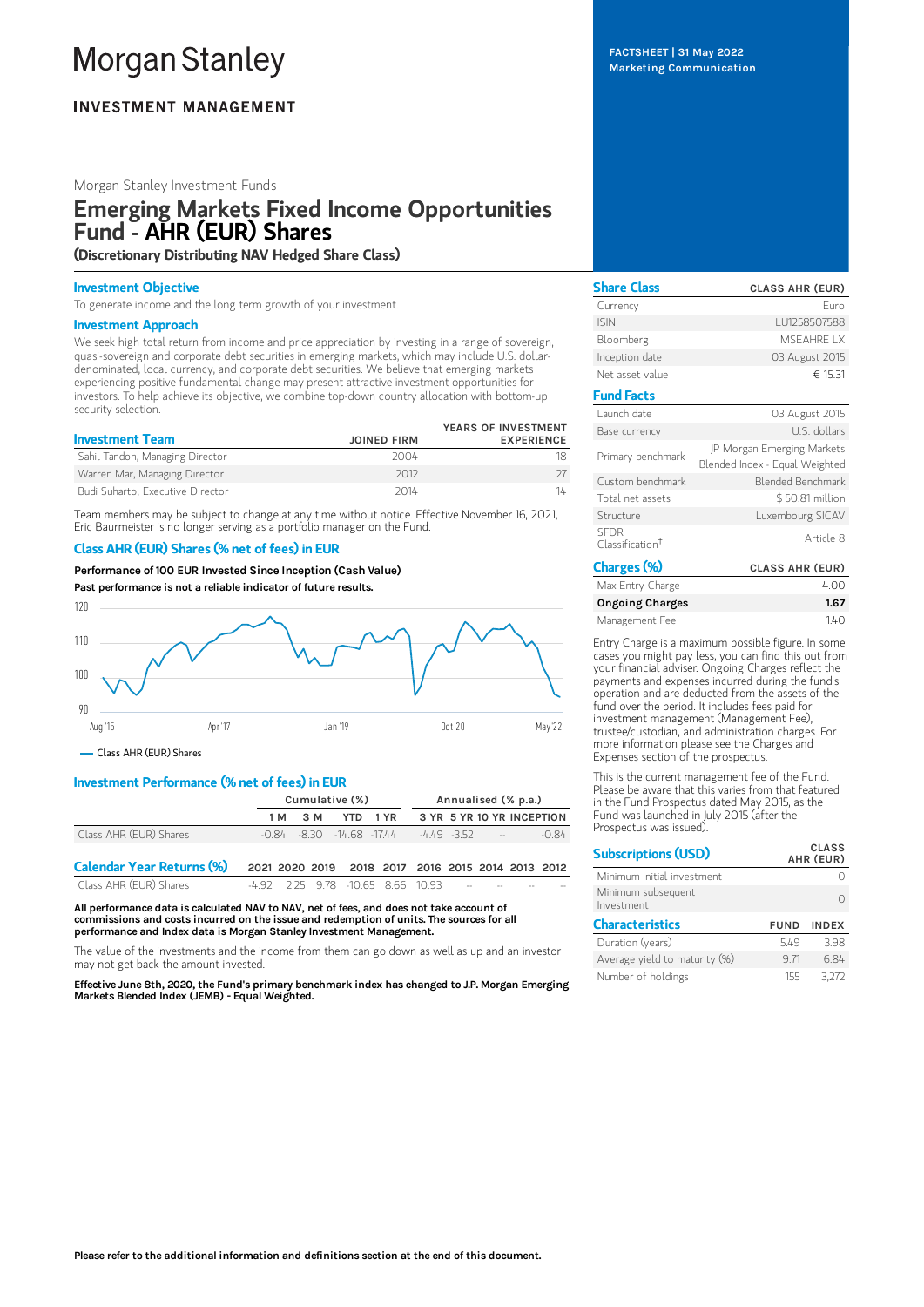# Morgan Stanley

**INVESTMENT MANAGEMENT**

**FACTSHEET | 31 May 2022**
**Marketing Communication**

Morgan Stanley Investment Funds

# Emerging Markets Fixed Income Opportunities Fund - AHR (EUR) Shares

**(Discretionary Distributing NAV Hedged Share Class)**

## Investment Objective

To generate income and the long term growth of your investment.

## Investment Approach

We seek high total return from income and price appreciation by investing in a range of sovereign, quasi-sovereign and corporate debt securities in emerging markets, which may include U.S. dollar-denominated, local currency, and corporate debt securities. We believe that emerging markets experiencing positive fundamental change may present attractive investment opportunities for investors. To help achieve its objective, we combine top-down country allocation with bottom-up security selection.

| Investment Team | JOINED FIRM | YEARS OF INVESTMENT EXPERIENCE |
|---|---|---|
| Sahil Tandon, Managing Director | 2004 | 18 |
| Warren Mar, Managing Director | 2012 | 27 |
| Budi Suharto, Executive Director | 2014 | 14 |

Team members may be subject to change at any time without notice. Effective November 16, 2021, Eric Baurmeister is no longer serving as a portfolio manager on the Fund.

## Class AHR (EUR) Shares (% net of fees) in EUR

**Performance of 100 EUR Invested Since Inception (Cash Value)**

**Past performance is not a reliable indicator of future results.**

Class AHR (EUR) Shares

## Investment Performance (% net of fees) in EUR

| | Cumulative (%) | | | | Annualised (% p.a.) | | | |
|---|---|---|---|---|---|---|---|---|
| | 1 M | 3 M | YTD | 1 YR | 3 YR | 5 YR | 10 YR | INCEPTION |
| Class AHR (EUR) Shares | -0.84 | -8.30 | -14.68 | -17.44 | -4.49 | -3.52 | -- | -0.84 |

| Calendar Year Returns (%) | 2021 | 2020 | 2019 | 2018 | 2017 | 2016 | 2015 | 2014 | 2013 | 2012 |
|---|---|---|---|---|---|---|---|---|---|---|
| Class AHR (EUR) Shares | -4.92 | 2.25 | 9.78 | -10.65 | 8.66 | 10.93 | -- | -- | -- | -- |

**All performance data is calculated NAV to NAV, net of fees, and does not take account of commissions and costs incurred on the issue and redemption of units. The sources for all performance and Index data is Morgan Stanley Investment Management.**

The value of the investments and the income from them can go down as well as up and an investor may not get back the amount invested.

**Effective June 8th, 2020, the Fund's primary benchmark index has changed to J.P. Morgan Emerging Markets Blended Index (JEMB) - Equal Weighted.**

| Share Class | CLASS AHR (EUR) |
|---|---|
| Currency | Euro |
| ISIN | LU1258507588 |
| Bloomberg | MSEAHRE LX |
| Inception date | 03 August 2015 |
| Net asset value | € 15.31 |

| Fund Facts | |
|---|---|
| Launch date | 03 August 2015 |
| Base currency | U.S. dollars |
| Primary benchmark | JP Morgan Emerging Markets Blended Index - Equal Weighted |
| Custom benchmark | Blended Benchmark |
| Total net assets | $ 50.81 million |
| Structure | Luxembourg SICAV |
| SFDR Classification† | Article 8 |

| Charges (%) | CLASS AHR (EUR) |
|---|---|
| Max Entry Charge | 4.00 |
| **Ongoing Charges** | **1.67** |
| Management Fee | 1.40 |

Entry Charge is a maximum possible figure. In some cases you might pay less, you can find this out from your financial adviser. Ongoing Charges reflect the payments and expenses incurred during the fund's operation and are deducted from the assets of the fund over the period. It includes fees paid for investment management (Management Fee), trustee/custodian, and administration charges. For more information please see the Charges and Expenses section of the prospectus.

This is the current management fee of the Fund. Please be aware that this varies from that featured in the Fund Prospectus dated May 2015, as the Fund was launched in July 2015 (after the Prospectus was issued).

| Subscriptions (USD) | CLASS AHR (EUR) |
|---|---|
| Minimum initial investment | 0 |
| Minimum subsequent investment | 0 |

| Characteristics | FUND | INDEX |
|---|---|---|
| Duration (years) | 5.49 | 3.98 |
| Average yield to maturity (%) | 9.71 | 6.84 |
| Number of holdings | 155 | 3,272 |

**Please refer to the additional information and definitions section at the end of this document.**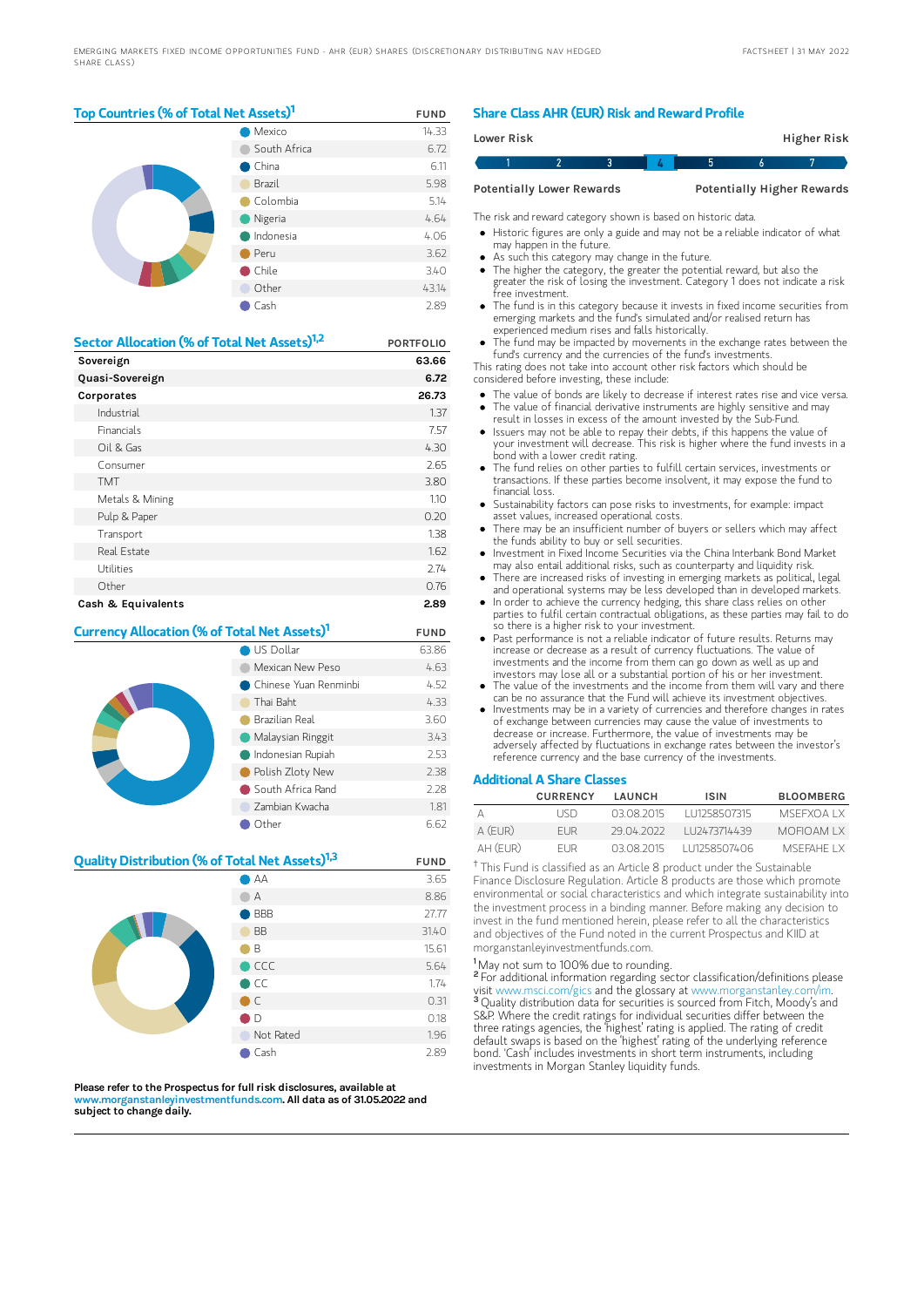## Top Countries (% of Total Net Assets)[1]

| | FUND |
|---|---|
| Mexico | 14.33 |
| South Africa | 6.72 |
| China | 6.11 |
| Brazil | 5.98 |
| Colombia | 5.14 |
| Nigeria | 4.64 |
| Indonesia | 4.06 |
| Peru | 3.62 |
| Chile | 3.40 |
| Other | 43.14 |
| Cash | 2.89 |

## Sector Allocation (% of Total Net Assets)[1,2]

| | PORTFOLIO |
|---|---|
| **Sovereign** | **63.66** |
| **Quasi-Sovereign** | **6.72** |
| **Corporates** | **26.73** |
| Industrial | 1.37 |
| Financials | 7.57 |
| Oil & Gas | 4.30 |
| Consumer | 2.65 |
| TMT | 3.80 |
| Metals & Mining | 1.10 |
| Pulp & Paper | 0.20 |
| Transport | 1.38 |
| Real Estate | 1.62 |
| Utilities | 2.74 |
| Other | 0.76 |
| **Cash & Equivalents** | **2.89** |

## Currency Allocation (% of Total Net Assets)[1]

| | FUND |
|---|---|
| US Dollar | 63.86 |
| Mexican New Peso | 4.63 |
| Chinese Yuan Renminbi | 4.52 |
| Thai Baht | 4.33 |
| Brazilian Real | 3.60 |
| Malaysian Ringgit | 3.43 |
| Indonesian Rupiah | 2.53 |
| Polish Zloty New | 2.38 |
| South Africa Rand | 2.28 |
| Zambian Kwacha | 1.81 |
| Other | 6.62 |

## Quality Distribution (% of Total Net Assets)[1,3]

| | FUND |
|---|---|
| AA | 3.65 |
| A | 8.86 |
| BBB | 27.77 |
| BB | 31.40 |
| B | 15.61 |
| CCC | 5.64 |
| CC | 1.74 |
| C | 0.31 |
| D | 0.18 |
| Not Rated | 1.96 |
| Cash | 2.89 |

**Please refer to the Prospectus for full risk disclosures, available at www.morganstanleyinvestmentfunds.com. All data as of 31.05.2022 and subject to change daily.**

## Share Class AHR (EUR) Risk and Reward Profile

| Lower Risk | | | | | | Higher Risk |
|---|---|---|---|---|---|---|
| 1 | 2 | 3 | **4** | 5 | 6 | 7 |
| Potentially Lower Rewards | | | | | | Potentially Higher Rewards |

The risk and reward category shown is based on historic data.

- Historic figures are only a guide and may not be a reliable indicator of what may happen in the future.
- As such this category may change in the future.
- The higher the category, the greater the potential reward, but also the greater the risk of losing the investment. Category 1 does not indicate a risk free investment.
- The fund is in this category because it invests in fixed income securities from emerging markets and the fund's simulated and/or realised return has experienced medium rises and falls historically.
- The fund may be impacted by movements in the exchange rates between the fund's currency and the currencies of the fund's investments.

This rating does not take into account other risk factors which should be considered before investing, these include:

- The value of bonds are likely to decrease if interest rates rise and vice versa.
- The value of financial derivative instruments are highly sensitive and may result in losses in excess of the amount invested by the Sub-Fund.
- Issuers may not be able to repay their debts, if this happens the value of your investment will decrease. This risk is higher where the fund invests in a bond with a lower credit rating.
- The fund relies on other parties to fulfill certain services, investments or transactions. If these parties become insolvent, it may expose the fund to financial loss.
- Sustainability factors can pose risks to investments, for example: impact asset values, increased operational costs.
- There may be an insufficient number of buyers or sellers which may affect the funds ability to buy or sell securities.
- Investment in Fixed Income Securities via the China Interbank Bond Market may also entail additional risks, such as counterparty and liquidity risk.
- There are increased risks of investing in emerging markets as political, legal and operational systems may be less developed than in developed markets.
- In order to achieve the currency hedging, this share class relies on other parties to fulfill certain contractual obligations, as these parties may fail to do so there is a higher risk to your investment.
- Past performance is not a reliable indicator of future results. Returns may increase or decrease as a result of currency fluctuations. The value of investments and the income from them can go down as well as up and investors may lose all or a substantial portion of his or her investment.
- The value of the investments and the income from them will vary and there can be no assurance that the Fund will achieve its investment objectives.
- Investments may be in a variety of currencies and therefore changes in rates of exchange between currencies may cause the value of investments to decrease or increase. Furthermore, the value of investments may be adversely affected by fluctuations in exchange rates between the investor's reference currency and the base currency of the investments.

## Additional A Share Classes

| | CURRENCY | LAUNCH | ISIN | BLOOMBERG |
|---|---|---|---|---|
| A | USD | 03.08.2015 | LU1258507315 | MSEFXOA LX |
| A (EUR) | EUR | 29.04.2022 | LU2473714439 | MOFIOAM LX |
| AH (EUR) | EUR | 03.08.2015 | LU1258507406 | MSEFAHE LX |

† This Fund is classified as an Article 8 product under the Sustainable Finance Disclosure Regulation. Article 8 products are those which promote environmental or social characteristics and which integrate sustainability into the investment process in a binding manner. Before making any decision to invest in the fund mentioned herein, please refer to all the characteristics and objectives of the Fund noted in the current Prospectus and KIID at morganstanleyinvestmentfunds.com.

[1] May not sum to 100% due to rounding.
[2] For additional information regarding sector classification/definitions please visit www.msci.com/gics and the glossary at www.morganstanley.com/im.
[3] Quality distribution data for securities is sourced from Fitch, Moody's and S&P. Where the credit ratings for individual securities differ between the three ratings agencies, the 'highest' rating is applied. The rating of credit default swaps is based on the 'highest' rating of the underlying reference bond. 'Cash' includes investments in short term instruments, including investments in Morgan Stanley liquidity funds.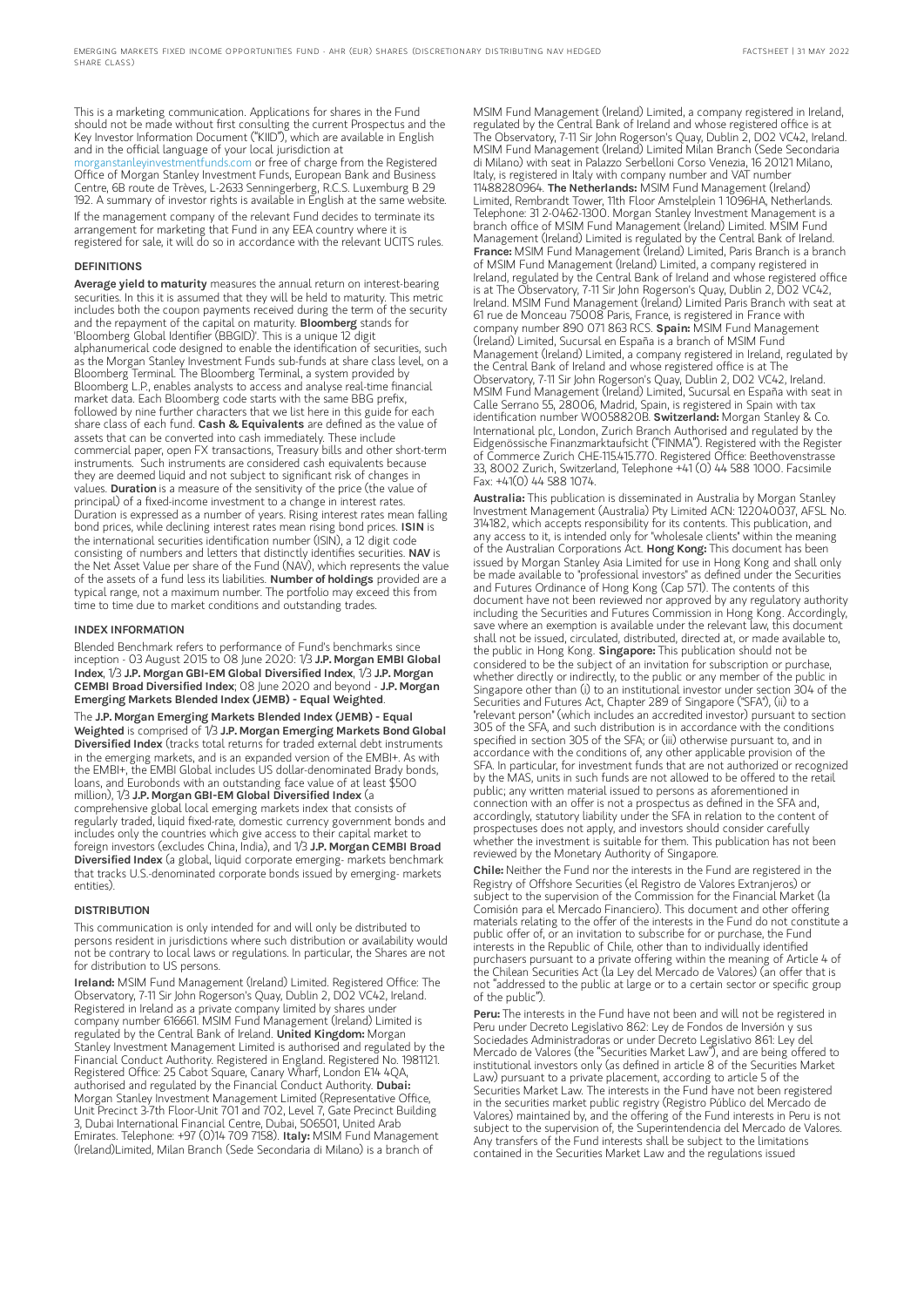This is a marketing communication. Applications for shares in the Fund should not be made without first consulting the current Prospectus and the Key Investor Information Document ("KIID"), which are available in English and in the official language of your local jurisdiction at morganstanleyinvestmentfunds.com or free of charge from the Registered Office of Morgan Stanley Investment Funds, European Bank and Business Centre, 6B route de Trèves, L-2633 Senningerberg, R.C.S. Luxemburg B 29 192. A summary of investor rights is available in English at the same website.

If the management company of the relevant Fund decides to terminate its arrangement for marketing that Fund in any EEA country where it is registered for sale, it will do so in accordance with the relevant UCITS rules.

## DEFINITIONS

**Average yield to maturity** measures the annual return on interest-bearing securities. In this it is assumed that they will be held to maturity. This metric includes both the coupon payments received during the term of the security and the repayment of the capital on maturity. **Bloomberg** stands for 'Bloomberg Global Identifier (BBGID)'. This is a unique 12 digit alphanumerical code designed to enable the identification of securities, such as the Morgan Stanley Investment Funds sub-funds at share class level, on a Bloomberg Terminal. The Bloomberg Terminal, a system provided by Bloomberg L.P., enables analysts to access and analyse real-time financial market data. Each Bloomberg code starts with the same BBG prefix, followed by nine further characters that we list here in this guide for each share class of each fund. **Cash & Equivalents** are defined as the value of assets that can be converted into cash immediately. These include commercial paper, open FX transactions, Treasury bills and other short-term instruments. Such instruments are considered cash equivalents because they are deemed liquid and not subject to significant risk of changes in values. **Duration** is a measure of the sensitivity of the price (the value of principal) of a fixed-income investment to a change in interest rates. Duration is expressed as a number of years. Rising interest rates mean falling bond prices, while declining interest rates mean rising bond prices. **ISIN** is the international securities identification number (ISIN), a 12 digit code consisting of numbers and letters that distinctly identifies securities. **NAV** is the Net Asset Value per share of the Fund (NAV), which represents the value of the assets of a fund less its liabilities. **Number of holdings** provided are a typical range, not a maximum number. The portfolio may exceed this from time to time due to market conditions and outstanding trades.

## INDEX INFORMATION

Blended Benchmark refers to performance of Fund's benchmarks since inception - 03 August 2015 to 08 June 2020: 1/3 **J.P. Morgan EMBI Global Index**, 1/3 **J.P. Morgan GBI-EM Global Diversified Index**, 1/3 **J.P. Morgan CEMBI Broad Diversified Index**; 08 June 2020 and beyond - **J.P. Morgan Emerging Markets Blended Index (JEMB) - Equal Weighted**.

The **J.P. Morgan Emerging Markets Blended Index (JEMB) - Equal Weighted** is comprised of 1/3 **J.P. Morgan Emerging Markets Bond Global Diversified Index** (tracks total returns for traded external debt instruments in the emerging markets, and is an expanded version of the EMBI+. As with the EMBI+, the EMBI Global includes US dollar-denominated Brady bonds, loans, and Eurobonds with an outstanding face value of at least $500 million), 1/3 **J.P. Morgan GBI-EM Global Diversified Index** (a comprehensive global local emerging markets index that consists of regularly traded, liquid fixed-rate, domestic currency government bonds and includes only the countries which give access to their capital market to foreign investors (excludes China, India), and 1/3 **J.P. Morgan CEMBI Broad Diversified Index** (a global, liquid corporate emerging- markets benchmark that tracks U.S.-denominated corporate bonds issued by emerging- markets entities).

## DISTRIBUTION

This communication is only intended for and will only be distributed to persons resident in jurisdictions where such distribution or availability would not be contrary to local laws or regulations. In particular, the Shares are not for distribution to US persons.

**Ireland:** MSIM Fund Management (Ireland) Limited. Registered Office: The Observatory, 7-11 Sir John Rogerson's Quay, Dublin 2, D02 VC42, Ireland. Registered in Ireland as a private company limited by shares under company number 616661. MSIM Fund Management (Ireland) Limited is regulated by the Central Bank of Ireland. **United Kingdom:** Morgan Stanley Investment Management Limited is authorised and regulated by the Financial Conduct Authority. Registered in England. Registered No. 1981121. Registered Office: 25 Cabot Square, Canary Wharf, London E14 4QA, authorised and regulated by the Financial Conduct Authority. **Dubai:** Morgan Stanley Investment Management Limited (Representative Office, Unit Precinct 3-7th Floor-Unit 701 and 702, Level 7, Gate Precinct Building 3, Dubai International Financial Centre, Dubai, 506501, United Arab Emirates. Telephone: +97 (0)14 709 7158). **Italy:** MSIM Fund Management (Ireland)Limited, Milan Branch (Sede Secondaria di Milano) is a branch of MSIM Fund Management (Ireland) Limited, a company registered in Ireland, regulated by the Central Bank of Ireland and whose registered office is at The Observatory, 7-11 Sir John Rogerson's Quay, Dublin 2, D02 VC42, Ireland. MSIM Fund Management (Ireland) Limited Milan Branch (Sede Secondaria di Milano) with seat in Palazzo Serbelloni Corso Venezia, 16 20121 Milano, Italy, is registered in Italy with company number and VAT number 11488280964. **The Netherlands:** MSIM Fund Management (Ireland) Limited, Rembrandt Tower, 11th Floor Amstelplein 1 1096HA, Netherlands. Telephone: 31 2-0462-1300. Morgan Stanley Investment Management is a branch office of MSIM Fund Management (Ireland) Limited. MSIM Fund Management (Ireland) Limited is regulated by the Central Bank of Ireland. **France:** MSIM Fund Management (Ireland) Limited, Paris Branch is a branch of MSIM Fund Management (Ireland) Limited, a company registered in Ireland, regulated by the Central Bank of Ireland and whose registered office is at The Observatory, 7-11 Sir John Rogerson's Quay, Dublin 2, D02 VC42, Ireland. MSIM Fund Management (Ireland) Limited Paris Branch with seat at 61 rue de Monceau 75008 Paris, France, is registered in France with company number 890 071 863 RCS. **Spain:** MSIM Fund Management (Ireland) Limited, Sucursal en España is a branch of MSIM Fund Management (Ireland) Limited, a company registered in Ireland, regulated by the Central Bank of Ireland and whose registered office is at The Observatory, 7-11 Sir John Rogerson's Quay, Dublin 2, D02 VC42, Ireland. MSIM Fund Management (Ireland) Limited, Sucursal en España with seat in Calle Serrano 55, 28006, Madrid, Spain, is registered in Spain with tax identification number W0058820B. **Switzerland:** Morgan Stanley & Co. International plc, London, Zurich Branch Authorised and regulated by the Eidgenössische Finanzmarktaufsicht ("FINMA"). Registered with the Register of Commerce Zurich CHE-115.415.770. Registered Office: Beethovenstrasse 33, 8002 Zurich, Switzerland, Telephone +41 (0) 44 588 1000. Facsimile Fax: +41(0) 44 588 1074.

**Australia:** This publication is disseminated in Australia by Morgan Stanley Investment Management (Australia) Pty Limited ACN: 122040037, AFSL No. 314182, which accepts responsibility for its contents. This publication, and any access to it, is intended only for "wholesale clients" within the meaning of the Australian Corporations Act. **Hong Kong:** This document has been issued by Morgan Stanley Asia Limited for use in Hong Kong and shall only be made available to "professional investors" as defined under the Securities and Futures Ordinance of Hong Kong (Cap 571). The contents of this document have not been reviewed nor approved by any regulatory authority including the Securities and Futures Commission in Hong Kong. Accordingly, save where an exemption is available under the relevant law, this document shall not be issued, circulated, distributed, directed at, or made available to, the public in Hong Kong. **Singapore:** This publication should not be considered to be the subject of an invitation for subscription or purchase, whether directly or indirectly, to the public or any member of the public in Singapore other than (i) to an institutional investor under section 304 of the Securities and Futures Act, Chapter 289 of Singapore ("SFA"), (ii) to a "relevant person" (which includes an accredited investor) pursuant to section 305 of the SFA, and such distribution is in accordance with the conditions specified in section 305 of the SFA; or (iii) otherwise pursuant to, and in accordance with the conditions of, any other applicable provision of the SFA. In particular, for investment funds that are not authorized or recognized by the MAS, units in such funds are not allowed to be offered to the retail public; any written material issued to persons as aforementioned in connection with an offer is not a prospectus as defined in the SFA and, accordingly, statutory liability under the SFA in relation to the content of prospectuses does not apply, and investors should consider carefully whether the investment is suitable for them. This publication has not been reviewed by the Monetary Authority of Singapore.

**Chile:** Neither the Fund nor the interests in the Fund are registered in the Registry of Offshore Securities (el Registro de Valores Extranjeros) or subject to the supervision of the Commission for the Financial Market (la Comisión para el Mercado Financiero). This document and other offering materials relating to the offer of the interests in the Fund do not constitute a public offer of, or an invitation to subscribe for or purchase, the Fund interests in the Republic of Chile, other than to individually identified purchasers pursuant to a private offering within the meaning of Article 4 of the Chilean Securities Act (la Ley del Mercado de Valores) (an offer that is not "addressed to the public at large or to a certain sector or specific group of the public").

**Peru:** The interests in the Fund have not been and will not be registered in Peru under Decreto Legislativo 862: Ley de Fondos de Inversión y sus Sociedades Administradoras or under Decreto Legislativo 861: Ley del Mercado de Valores (the "Securities Market Law"), and are being offered to institutional investors only (as defined in article 8 of the Securities Market Law) pursuant to a private placement, according to article 5 of the Securities Market Law. The interests in the Fund have not been registered in the securities market public registry (Registro Público del Mercado de Valores) maintained by, and the offering of the Fund interests in Peru is not subject to the supervision of, the Superintendencia del Mercado de Valores. Any transfers of the Fund interests shall be subject to the limitations contained in the Securities Market Law and the regulations issued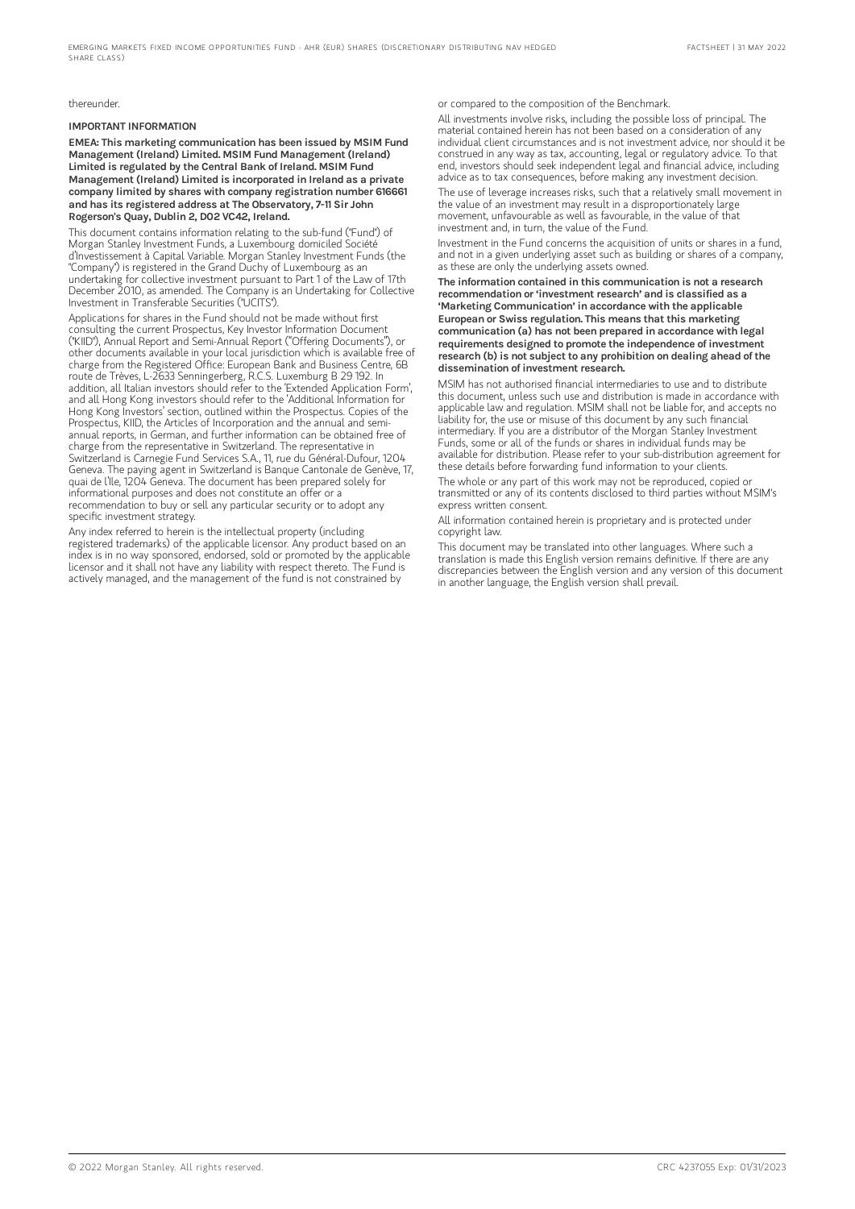thereunder.

### IMPORTANT INFORMATION

**EMEA: This marketing communication has been issued by MSIM Fund Management (Ireland) Limited. MSIM Fund Management (Ireland) Limited is regulated by the Central Bank of Ireland. MSIM Fund Management (Ireland) Limited is incorporated in Ireland as a private company limited by shares with company registration number 616661 and has its registered address at The Observatory, 7-11 Sir John Rogerson's Quay, Dublin 2, D02 VC42, Ireland.**

This document contains information relating to the sub-fund ("Fund") of Morgan Stanley Investment Funds, a Luxembourg domiciled Société d'Investissement à Capital Variable. Morgan Stanley Investment Funds (the "Company") is registered in the Grand Duchy of Luxembourg as an undertaking for collective investment pursuant to Part 1 of the Law of 17th December 2010, as amended. The Company is an Undertaking for Collective Investment in Transferable Securities ("UCITS").

Applications for shares in the Fund should not be made without first consulting the current Prospectus, Key Investor Information Document ("KIID"), Annual Report and Semi-Annual Report ("Offering Documents"), or other documents available in your local jurisdiction which is available free of charge from the Registered Office: European Bank and Business Centre, 6B route de Trèves, L-2633 Senningerberg, R.C.S. Luxemburg B 29 192. In addition, all Italian investors should refer to the 'Extended Application Form', and all Hong Kong investors should refer to the 'Additional Information for Hong Kong Investors' section, outlined within the Prospectus. Copies of the Prospectus, KIID, the Articles of Incorporation and the annual and semi-annual reports, in German, and further information can be obtained free of charge from the representative in Switzerland. The representative in Switzerland is Carnegie Fund Services S.A., 11, rue du Général-Dufour, 1204 Geneva. The paying agent in Switzerland is Banque Cantonale de Genève, 17, quai de l'Ile, 1204 Geneva. The document has been prepared solely for informational purposes and does not constitute an offer or a recommendation to buy or sell any particular security or to adopt any specific investment strategy.

Any index referred to herein is the intellectual property (including registered trademarks) of the applicable licensor. Any product based on an index is in no way sponsored, endorsed, sold or promoted by the applicable licensor and it shall not have any liability with respect thereto. The Fund is actively managed, and the management of the fund is not constrained by or compared to the composition of the Benchmark.

All investments involve risks, including the possible loss of principal. The material contained herein has not been based on a consideration of any individual client circumstances and is not investment advice, nor should it be construed in any way as tax, accounting, legal or regulatory advice. To that end, investors should seek independent legal and financial advice, including advice as to tax consequences, before making any investment decision.

The use of leverage increases risks, such that a relatively small movement in the value of an investment may result in a disproportionately large movement, unfavourable as well as favourable, in the value of that investment and, in turn, the value of the Fund.

Investment in the Fund concerns the acquisition of units or shares in a fund, and not in a given underlying asset such as building or shares of a company, as these are only the underlying assets owned.

**The information contained in this communication is not a research recommendation or 'investment research' and is classified as a 'Marketing Communication' in accordance with the applicable European or Swiss regulation. This means that this marketing communication (a) has not been prepared in accordance with legal requirements designed to promote the independence of investment research (b) is not subject to any prohibition on dealing ahead of the dissemination of investment research.**

MSIM has not authorised financial intermediaries to use and to distribute this document, unless such use and distribution is made in accordance with applicable law and regulation. MSIM shall not be liable for, and accepts no liability for, the use or misuse of this document by any such financial intermediary. If you are a distributor of the Morgan Stanley Investment Funds, some or all of the funds or shares in individual funds may be available for distribution. Please refer to your sub-distribution agreement for these details before forwarding fund information to your clients.

The whole or any part of this work may not be reproduced, copied or transmitted or any of its contents disclosed to third parties without MSIM's express written consent.

All information contained herein is proprietary and is protected under copyright law.

This document may be translated into other languages. Where such a translation is made this English version remains definitive. If there are any discrepancies between the English version and any version of this document in another language, the English version shall prevail.

© 2022 Morgan Stanley. All rights reserved.

CRC 4237055 Exp: 01/31/2023